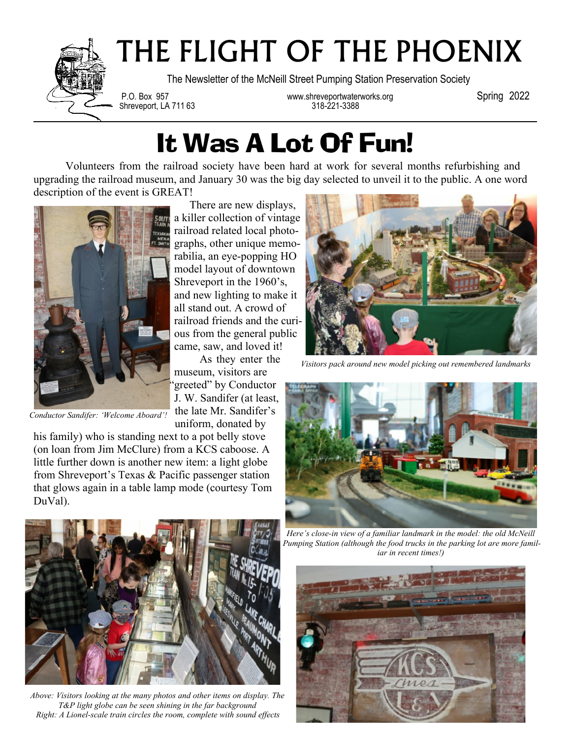# THE FLIGHT OF THE PHOENIX

The Newsletter of the McNeill Street Pumping Station Preservation Society

P.O. Box 957
Shreveport, LA 711 63

www.shreveportwaterworks.org
318-221-3388

Spring 2022

## It Was A Lot Of Fun!

Volunteers from the railroad society have been hard at work for several months refurbishing and upgrading the railroad museum, and January 30 was the big day selected to unveil it to the public. A one word description of the event is GREAT!

There are new displays, a killer collection of vintage railroad related local photographs, other unique memorabilia, an eye-popping HO model layout of downtown Shreveport in the 1960's, and new lighting to make it all stand out. A crowd of railroad friends and the curious from the general public came, saw, and loved it!

As they enter the museum, visitors are "greeted" by Conductor J. W. Sandifer (at least, the late Mr. Sandifer's uniform, donated by his family) who is standing next to a pot belly stove (on loan from Jim McClure) from a KCS caboose. A little further down is another new item: a light globe from Shreveport's Texas & Pacific passenger station that glows again in a table lamp mode (courtesy Tom DuVal).

*Conductor Sandifer: 'Welcome Aboard'!*

*Visitors pack around new model picking out remembered landmarks*

*Here's close-in view of a familiar landmark in the model: the old McNeill Pumping Station (although the food trucks in the parking lot are more familiar in recent times!)*

*Above: Visitors looking at the many photos and other items on display. The T&P light globe can be seen shining in the far background*
*Right: A Lionel-scale train circles the room, complete with sound effects*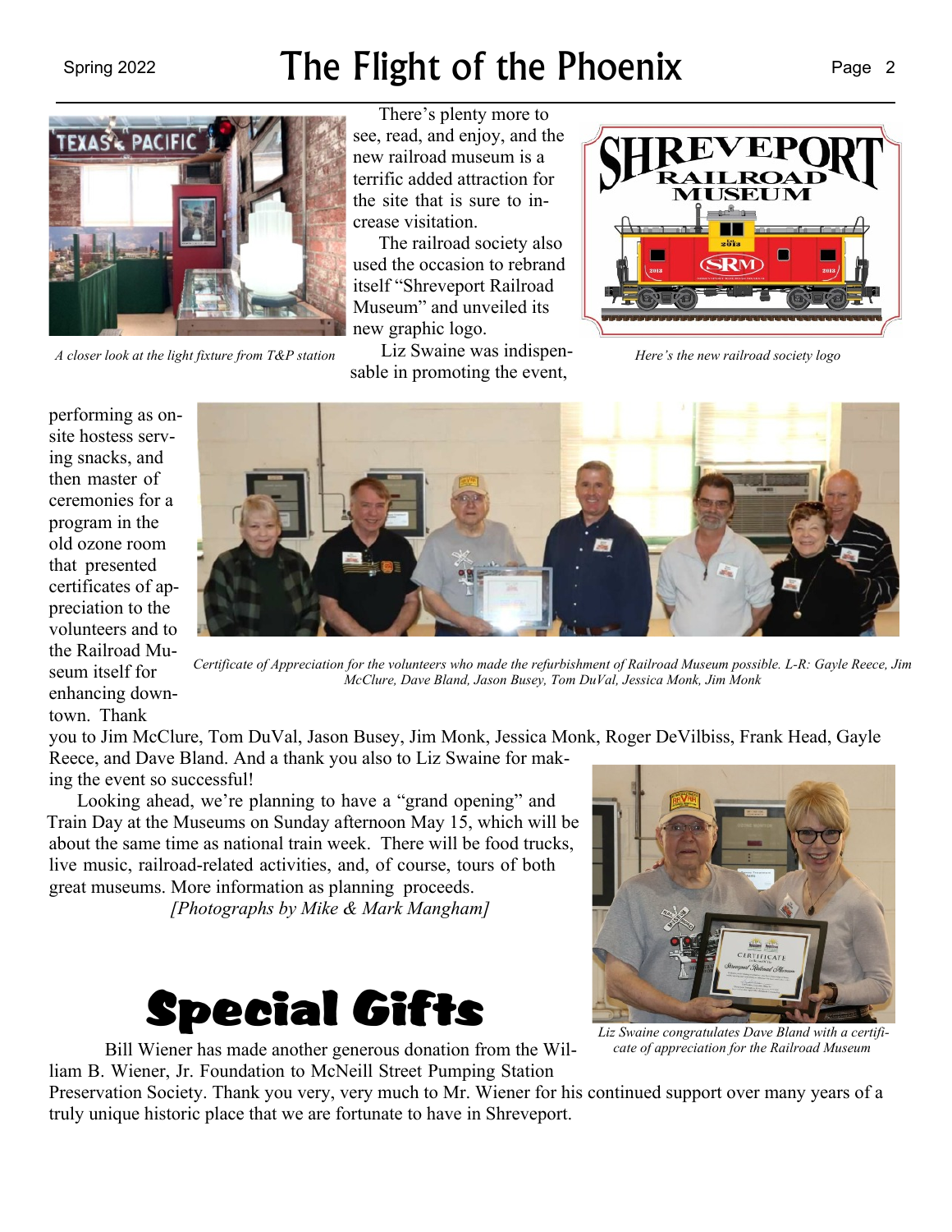There's plenty more to see, read, and enjoy, and the new railroad museum is a terrific added attraction for the site that is sure to increase visitation.

The railroad society also used the occasion to rebrand itself "Shreveport Railroad Museum" and unveiled its new graphic logo.

*A closer look at the light fixture from T&P station*

*Here's the new railroad society logo*

Liz Swaine was indispensable in promoting the event, performing as on-site hostess serving snacks, and then master of ceremonies for a program in the old ozone room that presented certificates of appreciation to the volunteers and to the Railroad Museum itself for enhancing downtown. Thank you to Jim McClure, Tom DuVal, Jason Busey, Jim Monk, Jessica Monk, Roger DeVilbiss, Frank Head, Gayle Reece, and Dave Bland. And a thank you also to Liz Swaine for making the event so successful!

*Certificate of Appreciation for the volunteers who made the refurbishment of Railroad Museum possible. L-R: Gayle Reece, Jim McClure, Dave Bland, Jason Busey, Tom DuVal, Jessica Monk, Jim Monk*

Looking ahead, we're planning to have a "grand opening" and Train Day at the Museums on Sunday afternoon May 15, which will be about the same time as national train week. There will be food trucks, live music, railroad-related activities, and, of course, tours of both great museums. More information as planning proceeds.

*[Photographs by Mike & Mark Mangham]*

*Liz Swaine congratulates Dave Bland with a certificate of appreciation for the Railroad Museum*

# Special Gifts

Bill Wiener has made another generous donation from the William B. Wiener, Jr. Foundation to McNeill Street Pumping Station Preservation Society. Thank you very, very much to Mr. Wiener for his continued support over many years of a truly unique historic place that we are fortunate to have in Shreveport.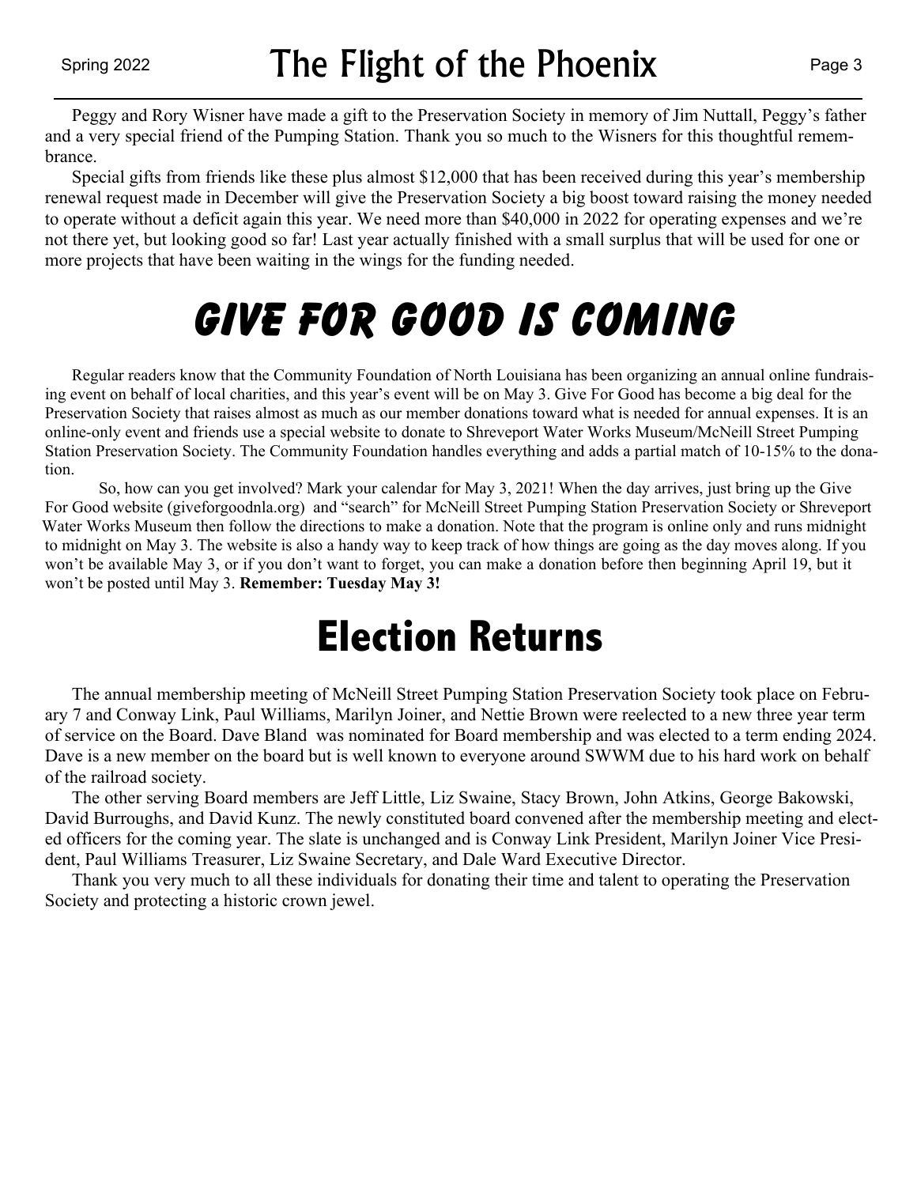Peggy and Rory Wisner have made a gift to the Preservation Society in memory of Jim Nuttall, Peggy's father and a very special friend of the Pumping Station. Thank you so much to the Wisners for this thoughtful remembrance.

Special gifts from friends like these plus almost $12,000 that has been received during this year's membership renewal request made in December will give the Preservation Society a big boost toward raising the money needed to operate without a deficit again this year. We need more than $40,000 in 2022 for operating expenses and we're not there yet, but looking good so far! Last year actually finished with a small surplus that will be used for one or more projects that have been waiting in the wings for the funding needed.

# GIVE FOR GOOD IS COMING

Regular readers know that the Community Foundation of North Louisiana has been organizing an annual online fundraising event on behalf of local charities, and this year's event will be on May 3. Give For Good has become a big deal for the Preservation Society that raises almost as much as our member donations toward what is needed for annual expenses. It is an online-only event and friends use a special website to donate to Shreveport Water Works Museum/McNeill Street Pumping Station Preservation Society. The Community Foundation handles everything and adds a partial match of 10-15% to the donation.

So, how can you get involved? Mark your calendar for May 3, 2021! When the day arrives, just bring up the Give For Good website (giveforgoodnla.org) and "search" for McNeill Street Pumping Station Preservation Society or Shreveport Water Works Museum then follow the directions to make a donation. Note that the program is online only and runs midnight to midnight on May 3. The website is also a handy way to keep track of how things are going as the day moves along. If you won't be available May 3, or if you don't want to forget, you can make a donation before then beginning April 19, but it won't be posted until May 3. **Remember: Tuesday May 3!**

# Election Returns

The annual membership meeting of McNeill Street Pumping Station Preservation Society took place on February 7 and Conway Link, Paul Williams, Marilyn Joiner, and Nettie Brown were reelected to a new three year term of service on the Board. Dave Bland was nominated for Board membership and was elected to a term ending 2024. Dave is a new member on the board but is well known to everyone around SWWM due to his hard work on behalf of the railroad society.

The other serving Board members are Jeff Little, Liz Swaine, Stacy Brown, John Atkins, George Bakowski, David Burroughs, and David Kunz. The newly constituted board convened after the membership meeting and elected officers for the coming year. The slate is unchanged and is Conway Link President, Marilyn Joiner Vice President, Paul Williams Treasurer, Liz Swaine Secretary, and Dale Ward Executive Director.

Thank you very much to all these individuals for donating their time and talent to operating the Preservation Society and protecting a historic crown jewel.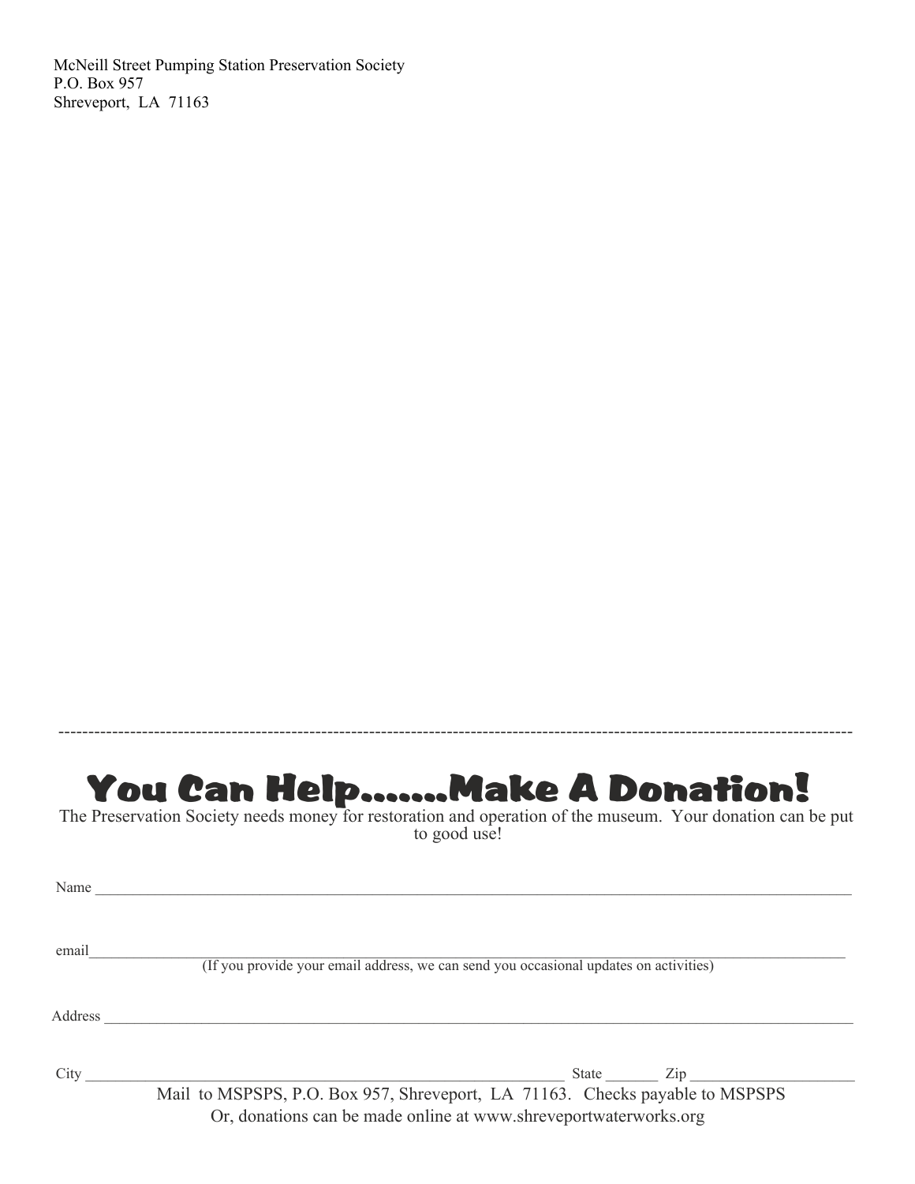McNeill Street Pumping Station Preservation Society
P.O. Box 957
Shreveport, LA 71163

---

# You Can Help.......Make A Donation!

The Preservation Society needs money for restoration and operation of the museum. Your donation can be put to good use!

Name ____________________________________________________________

email____________________________________________________________
(If you provide your email address, we can send you occasional updates on activities)

Address ____________________________________________________________

City ________________________________________ State _______ Zip ____________________

Mail to MSPSPS, P.O. Box 957, Shreveport, LA 71163. Checks payable to MSPSPS
Or, donations can be made online at www.shreveportwaterworks.org